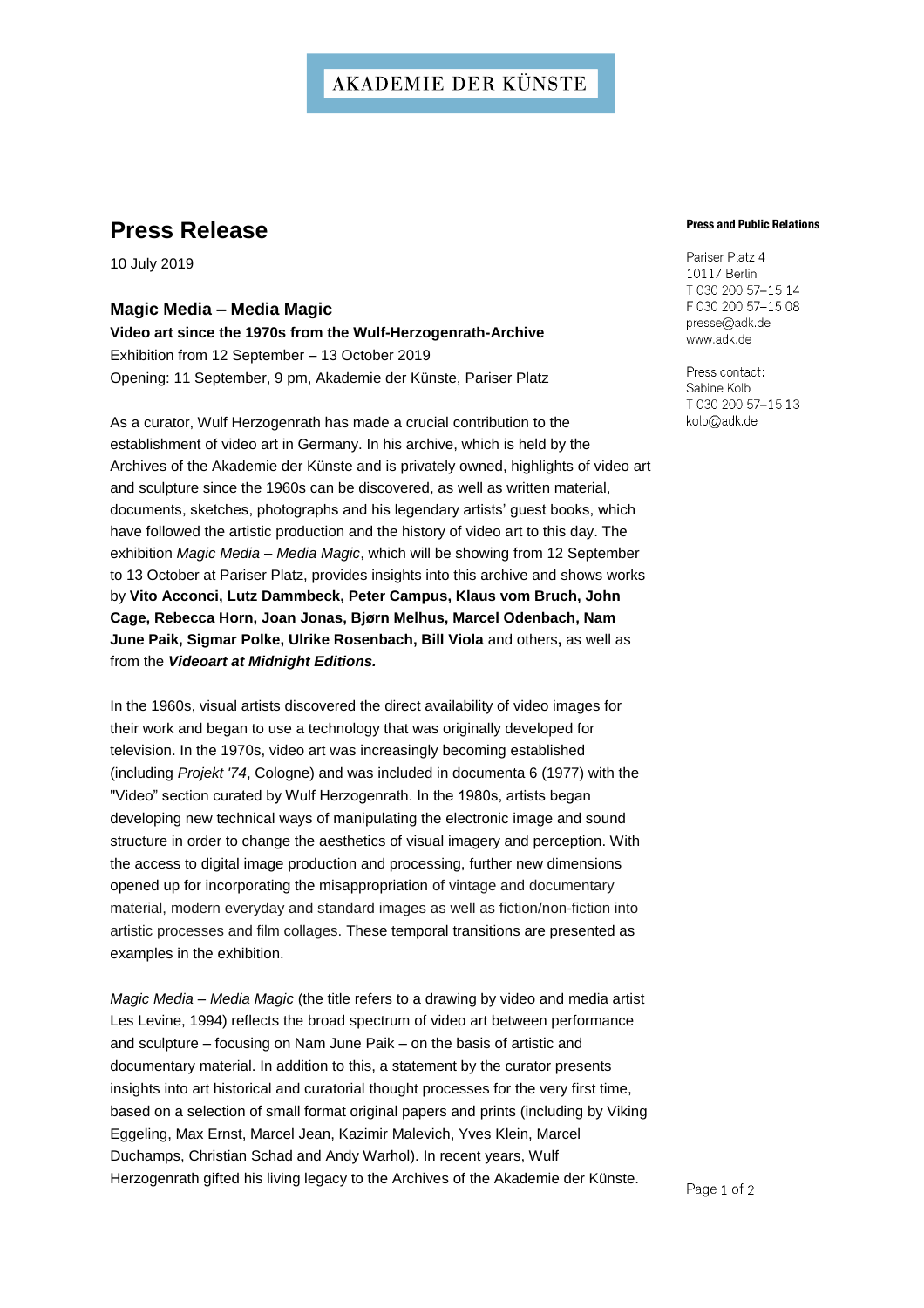AKADEMIE DER KÜNSTE

# Press Release

10 July 2019

**Press and Public Relations**

Pariser Platz 4
10117 Berlin
T 030 200 57–15 14
F 030 200 57–15 08
presse@adk.de
www.adk.de

Press contact:
Sabine Kolb
T 030 200 57–15 13
kolb@adk.de

## Magic Media – Media Magic

**Video art since the 1970s from the Wulf-Herzogenrath-Archive**
Exhibition from 12 September – 13 October 2019
Opening: 11 September, 9 pm, Akademie der Künste, Pariser Platz

As a curator, Wulf Herzogenrath has made a crucial contribution to the establishment of video art in Germany. In his archive, which is held by the Archives of the Akademie der Künste and is privately owned, highlights of video art and sculpture since the 1960s can be discovered, as well as written material, documents, sketches, photographs and his legendary artists' guest books, which have followed the artistic production and the history of video art to this day. The exhibition *Magic Media – Media Magic*, which will be showing from 12 September to 13 October at Pariser Platz, provides insights into this archive and shows works by **Vito Acconci, Lutz Dammbeck, Peter Campus, Klaus vom Bruch, John Cage, Rebecca Horn, Joan Jonas, Bjørn Melhus, Marcel Odenbach, Nam June Paik, Sigmar Polke, Ulrike Rosenbach, Bill Viola** and others**,** as well as from the ***Videoart at Midnight Editions.***

In the 1960s, visual artists discovered the direct availability of video images for their work and began to use a technology that was originally developed for television. In the 1970s, video art was increasingly becoming established (including *Projekt '74*, Cologne) and was included in documenta 6 (1977) with the "Video" section curated by Wulf Herzogenrath. In the 1980s, artists began developing new technical ways of manipulating the electronic image and sound structure in order to change the aesthetics of visual imagery and perception. With the access to digital image production and processing, further new dimensions opened up for incorporating the misappropriation of vintage and documentary material, modern everyday and standard images as well as fiction/non-fiction into artistic processes and film collages. These temporal transitions are presented as examples in the exhibition.

*Magic Media – Media Magic* (the title refers to a drawing by video and media artist Les Levine, 1994) reflects the broad spectrum of video art between performance and sculpture – focusing on Nam June Paik – on the basis of artistic and documentary material. In addition to this, a statement by the curator presents insights into art historical and curatorial thought processes for the very first time, based on a selection of small format original papers and prints (including by Viking Eggeling, Max Ernst, Marcel Jean, Kazimir Malevich, Yves Klein, Marcel Duchamps, Christian Schad and Andy Warhol). In recent years, Wulf Herzogenrath gifted his living legacy to the Archives of the Akademie der Künste.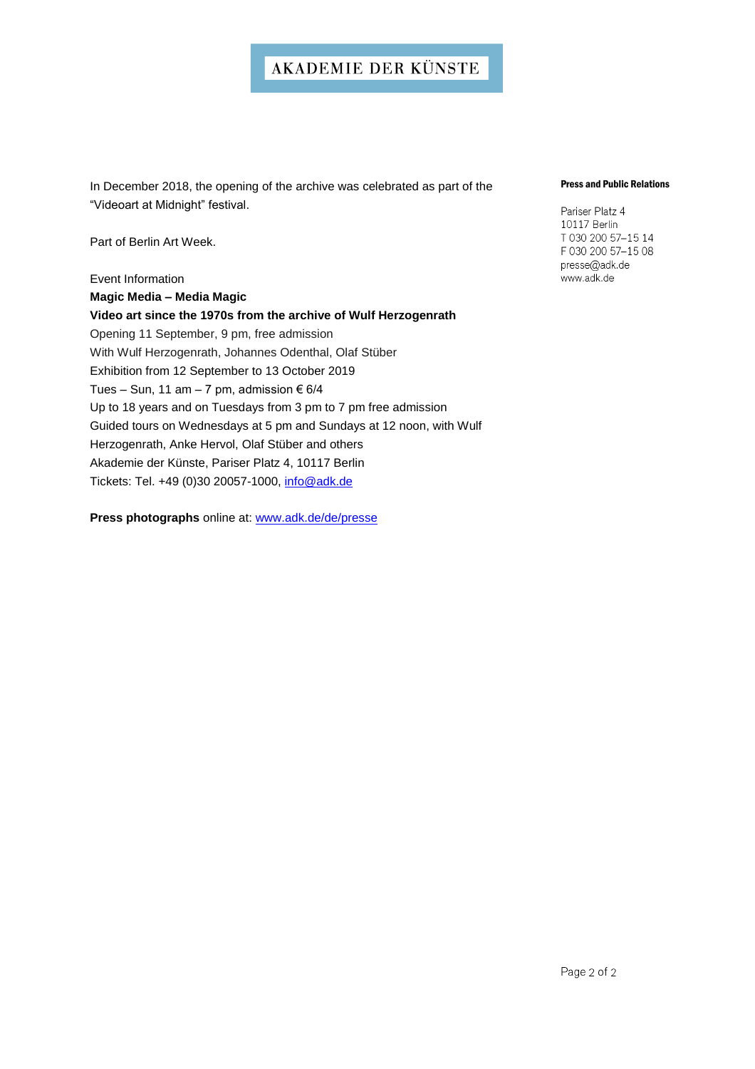In December 2018, the opening of the archive was celebrated as part of the "Videoart at Midnight" festival.

Part of Berlin Art Week.

Event Information
**Magic Media – Media Magic**
**Video art since the 1970s from the archive of Wulf Herzogenrath**
Opening 11 September, 9 pm, free admission
With Wulf Herzogenrath, Johannes Odenthal, Olaf Stüber
Exhibition from 12 September to 13 October 2019
Tues – Sun, 11 am – 7 pm, admission € 6/4
Up to 18 years and on Tuesdays from 3 pm to 7 pm free admission
Guided tours on Wednesdays at 5 pm and Sundays at 12 noon, with Wulf Herzogenrath, Anke Hervol, Olaf Stüber and others
Akademie der Künste, Pariser Platz 4, 10117 Berlin
Tickets: Tel. +49 (0)30 20057-1000, info@adk.de

**Press photographs** online at: www.adk.de/de/presse

**Press and Public Relations**

Pariser Platz 4
10117 Berlin
T 030 200 57–15 14
F 030 200 57–15 08
presse@adk.de
www.adk.de